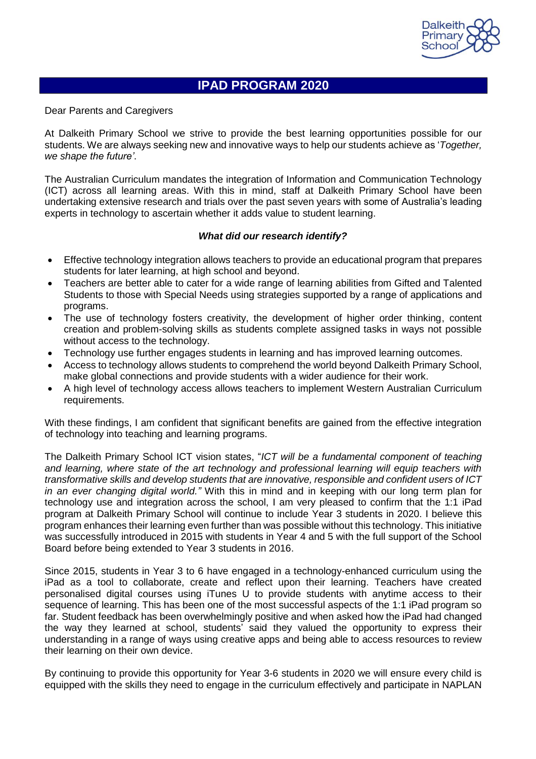# IPAD PROGRAM 2020

Dear Parents and Caregivers

At Dalkeith Primary School we strive to provide the best learning opportunities possible for our students. We are always seeking new and innovative ways to help our students achieve as '*Together, we shape the future'*.

The Australian Curriculum mandates the integration of Information and Communication Technology (ICT) across all learning areas. With this in mind, staff at Dalkeith Primary School have been undertaking extensive research and trials over the past seven years with some of Australia's leading experts in technology to ascertain whether it adds value to student learning.

***What did our research identify?***

- Effective technology integration allows teachers to provide an educational program that prepares students for later learning, at high school and beyond.
- Teachers are better able to cater for a wide range of learning abilities from Gifted and Talented Students to those with Special Needs using strategies supported by a range of applications and programs.
- The use of technology fosters creativity, the development of higher order thinking, content creation and problem-solving skills as students complete assigned tasks in ways not possible without access to the technology.
- Technology use further engages students in learning and has improved learning outcomes.
- Access to technology allows students to comprehend the world beyond Dalkeith Primary School, make global connections and provide students with a wider audience for their work.
- A high level of technology access allows teachers to implement Western Australian Curriculum requirements.

With these findings, I am confident that significant benefits are gained from the effective integration of technology into teaching and learning programs.

The Dalkeith Primary School ICT vision states, "*ICT will be a fundamental component of teaching and learning, where state of the art technology and professional learning will equip teachers with transformative skills and develop students that are innovative, responsible and confident users of ICT in an ever changing digital world."* With this in mind and in keeping with our long term plan for technology use and integration across the school, I am very pleased to confirm that the 1:1 iPad program at Dalkeith Primary School will continue to include Year 3 students in 2020. I believe this program enhances their learning even further than was possible without this technology. This initiative was successfully introduced in 2015 with students in Year 4 and 5 with the full support of the School Board before being extended to Year 3 students in 2016.

Since 2015, students in Year 3 to 6 have engaged in a technology-enhanced curriculum using the iPad as a tool to collaborate, create and reflect upon their learning. Teachers have created personalised digital courses using iTunes U to provide students with anytime access to their sequence of learning. This has been one of the most successful aspects of the 1:1 iPad program so far. Student feedback has been overwhelmingly positive and when asked how the iPad had changed the way they learned at school, students' said they valued the opportunity to express their understanding in a range of ways using creative apps and being able to access resources to review their learning on their own device.

By continuing to provide this opportunity for Year 3-6 students in 2020 we will ensure every child is equipped with the skills they need to engage in the curriculum effectively and participate in NAPLAN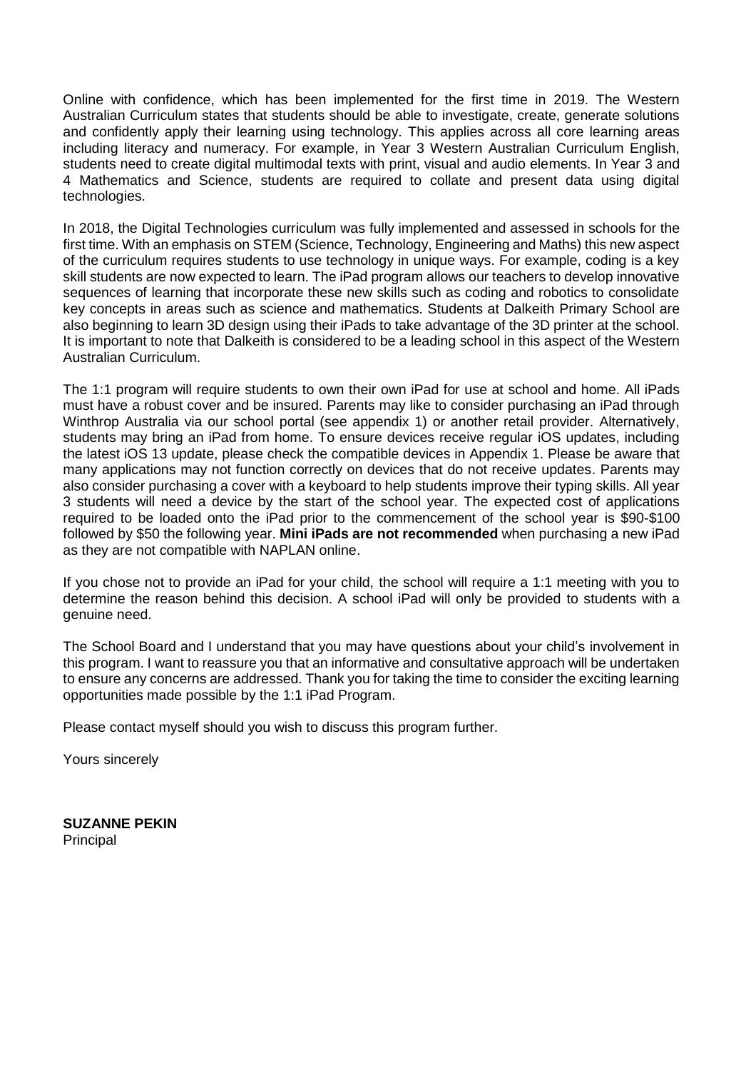Online with confidence, which has been implemented for the first time in 2019. The Western Australian Curriculum states that students should be able to investigate, create, generate solutions and confidently apply their learning using technology. This applies across all core learning areas including literacy and numeracy. For example, in Year 3 Western Australian Curriculum English, students need to create digital multimodal texts with print, visual and audio elements. In Year 3 and 4 Mathematics and Science, students are required to collate and present data using digital technologies.

In 2018, the Digital Technologies curriculum was fully implemented and assessed in schools for the first time. With an emphasis on STEM (Science, Technology, Engineering and Maths) this new aspect of the curriculum requires students to use technology in unique ways. For example, coding is a key skill students are now expected to learn. The iPad program allows our teachers to develop innovative sequences of learning that incorporate these new skills such as coding and robotics to consolidate key concepts in areas such as science and mathematics. Students at Dalkeith Primary School are also beginning to learn 3D design using their iPads to take advantage of the 3D printer at the school. It is important to note that Dalkeith is considered to be a leading school in this aspect of the Western Australian Curriculum.

The 1:1 program will require students to own their own iPad for use at school and home. All iPads must have a robust cover and be insured. Parents may like to consider purchasing an iPad through Winthrop Australia via our school portal (see appendix 1) or another retail provider. Alternatively, students may bring an iPad from home. To ensure devices receive regular iOS updates, including the latest iOS 13 update, please check the compatible devices in Appendix 1. Please be aware that many applications may not function correctly on devices that do not receive updates. Parents may also consider purchasing a cover with a keyboard to help students improve their typing skills. All year 3 students will need a device by the start of the school year. The expected cost of applications required to be loaded onto the iPad prior to the commencement of the school year is $90-$100 followed by $50 the following year. **Mini iPads are not recommended** when purchasing a new iPad as they are not compatible with NAPLAN online.

If you chose not to provide an iPad for your child, the school will require a 1:1 meeting with you to determine the reason behind this decision. A school iPad will only be provided to students with a genuine need.

The School Board and I understand that you may have questions about your child's involvement in this program. I want to reassure you that an informative and consultative approach will be undertaken to ensure any concerns are addressed. Thank you for taking the time to consider the exciting learning opportunities made possible by the 1:1 iPad Program.

Please contact myself should you wish to discuss this program further.

Yours sincerely

**SUZANNE PEKIN**
Principal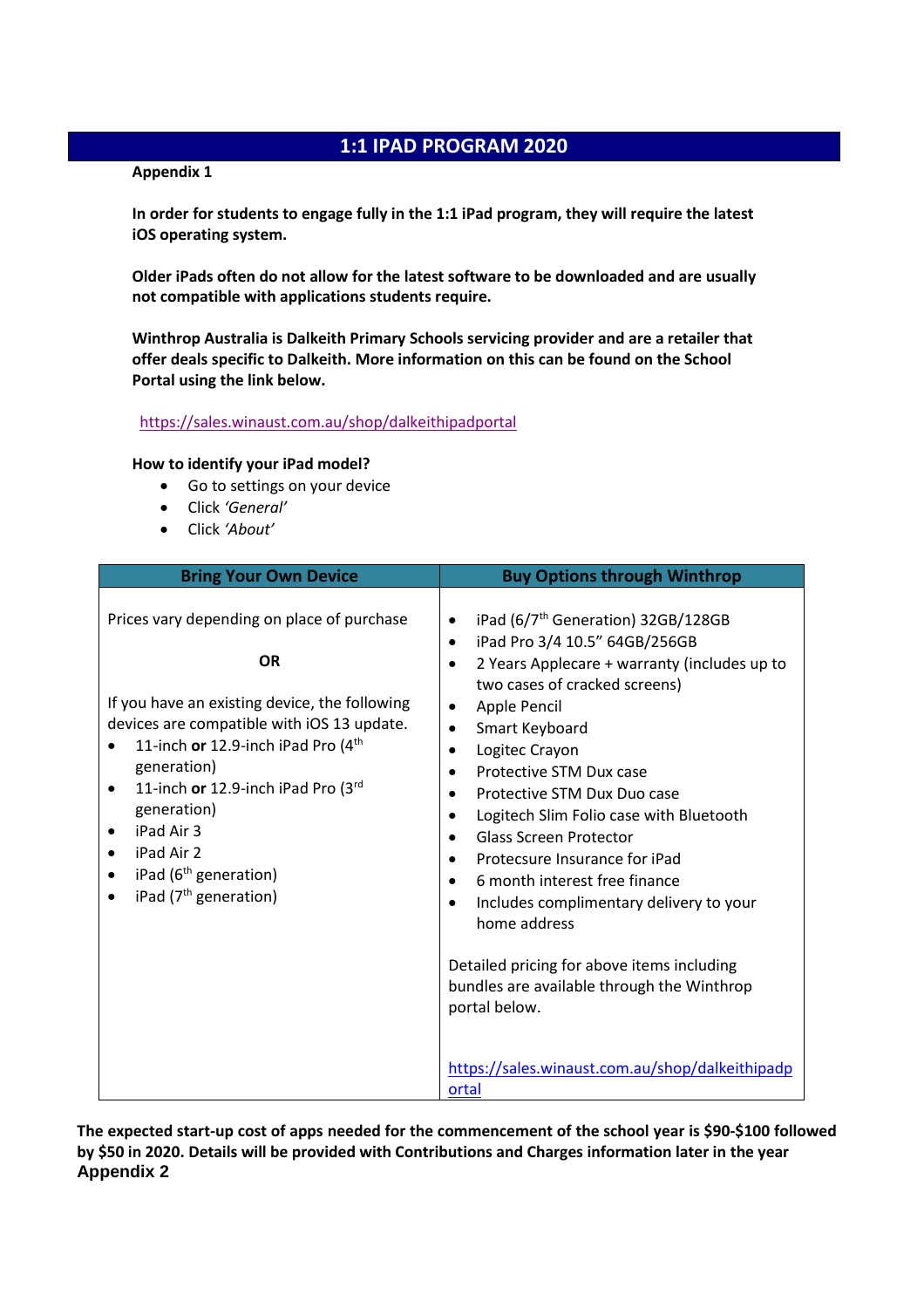# 1:1 IPAD PROGRAM 2020

**Appendix 1**

**In order for students to engage fully in the 1:1 iPad program, they will require the latest iOS operating system.**

**Older iPads often do not allow for the latest software to be downloaded and are usually not compatible with applications students require.**

**Winthrop Australia is Dalkeith Primary Schools servicing provider and are a retailer that offer deals specific to Dalkeith. More information on this can be found on the School Portal using the link below.**

https://sales.winaust.com.au/shop/dalkeithipadportal

**How to identify your iPad model?**

- Go to settings on your device
- Click *'General'*
- Click *'About'*

| Bring Your Own Device | Buy Options through Winthrop |
|---|---|
| Prices vary depending on place of purchase<br><br>**OR**<br><br>If you have an existing device, the following devices are compatible with iOS 13 update.<br>• 11-inch **or** 12.9-inch iPad Pro (4th generation)<br>• 11-inch **or** 12.9-inch iPad Pro (3rd generation)<br>• iPad Air 3<br>• iPad Air 2<br>• iPad (6th generation)<br>• iPad (7th generation) | • iPad (6/7th Generation) 32GB/128GB<br>• iPad Pro 3/4 10.5" 64GB/256GB<br>• 2 Years Applecare + warranty (includes up to two cases of cracked screens)<br>• Apple Pencil<br>• Smart Keyboard<br>• Logitec Crayon<br>• Protective STM Dux case<br>• Protective STM Dux Duo case<br>• Logitech Slim Folio case with Bluetooth<br>• Glass Screen Protector<br>• Protecsure Insurance for iPad<br>• 6 month interest free finance<br>• Includes complimentary delivery to your home address<br><br>Detailed pricing for above items including bundles are available through the Winthrop portal below.<br><br>https://sales.winaust.com.au/shop/dalkeithipadportal |

**The expected start-up cost of apps needed for the commencement of the school year is $90-$100 followed by $50 in 2020. Details will be provided with Contributions and Charges information later in the year**

**Appendix 2**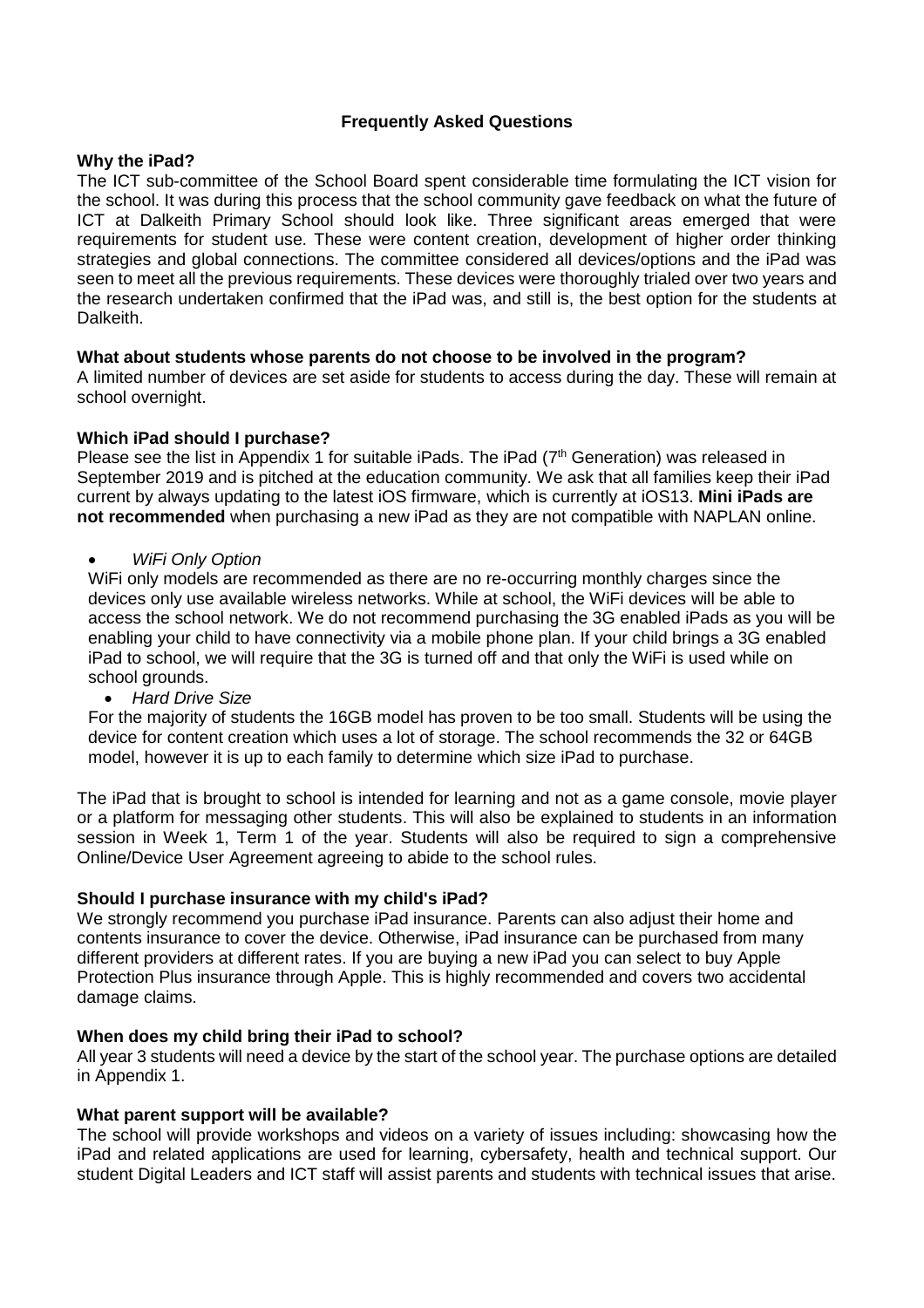## Frequently Asked Questions

### Why the iPad?

The ICT sub-committee of the School Board spent considerable time formulating the ICT vision for the school. It was during this process that the school community gave feedback on what the future of ICT at Dalkeith Primary School should look like. Three significant areas emerged that were requirements for student use. These were content creation, development of higher order thinking strategies and global connections. The committee considered all devices/options and the iPad was seen to meet all the previous requirements. These devices were thoroughly trialed over two years and the research undertaken confirmed that the iPad was, and still is, the best option for the students at Dalkeith.

### What about students whose parents do not choose to be involved in the program?

A limited number of devices are set aside for students to access during the day. These will remain at school overnight.

### Which iPad should I purchase?

Please see the list in Appendix 1 for suitable iPads. The iPad (7th Generation) was released in September 2019 and is pitched at the education community. We ask that all families keep their iPad current by always updating to the latest iOS firmware, which is currently at iOS13. **Mini iPads are not recommended** when purchasing a new iPad as they are not compatible with NAPLAN online.

- *WiFi Only Option*

  WiFi only models are recommended as there are no re-occurring monthly charges since the devices only use available wireless networks. While at school, the WiFi devices will be able to access the school network. We do not recommend purchasing the 3G enabled iPads as you will be enabling your child to have connectivity via a mobile phone plan. If your child brings a 3G enabled iPad to school, we will require that the 3G is turned off and that only the WiFi is used while on school grounds.

- *Hard Drive Size*

  For the majority of students the 16GB model has proven to be too small. Students will be using the device for content creation which uses a lot of storage. The school recommends the 32 or 64GB model, however it is up to each family to determine which size iPad to purchase.

The iPad that is brought to school is intended for learning and not as a game console, movie player or a platform for messaging other students. This will also be explained to students in an information session in Week 1, Term 1 of the year. Students will also be required to sign a comprehensive Online/Device User Agreement agreeing to abide to the school rules.

### Should I purchase insurance with my child's iPad?

We strongly recommend you purchase iPad insurance. Parents can also adjust their home and contents insurance to cover the device. Otherwise, iPad insurance can be purchased from many different providers at different rates. If you are buying a new iPad you can select to buy Apple Protection Plus insurance through Apple. This is highly recommended and covers two accidental damage claims.

### When does my child bring their iPad to school?

All year 3 students will need a device by the start of the school year. The purchase options are detailed in Appendix 1.

### What parent support will be available?

The school will provide workshops and videos on a variety of issues including: showcasing how the iPad and related applications are used for learning, cybersafety, health and technical support. Our student Digital Leaders and ICT staff will assist parents and students with technical issues that arise.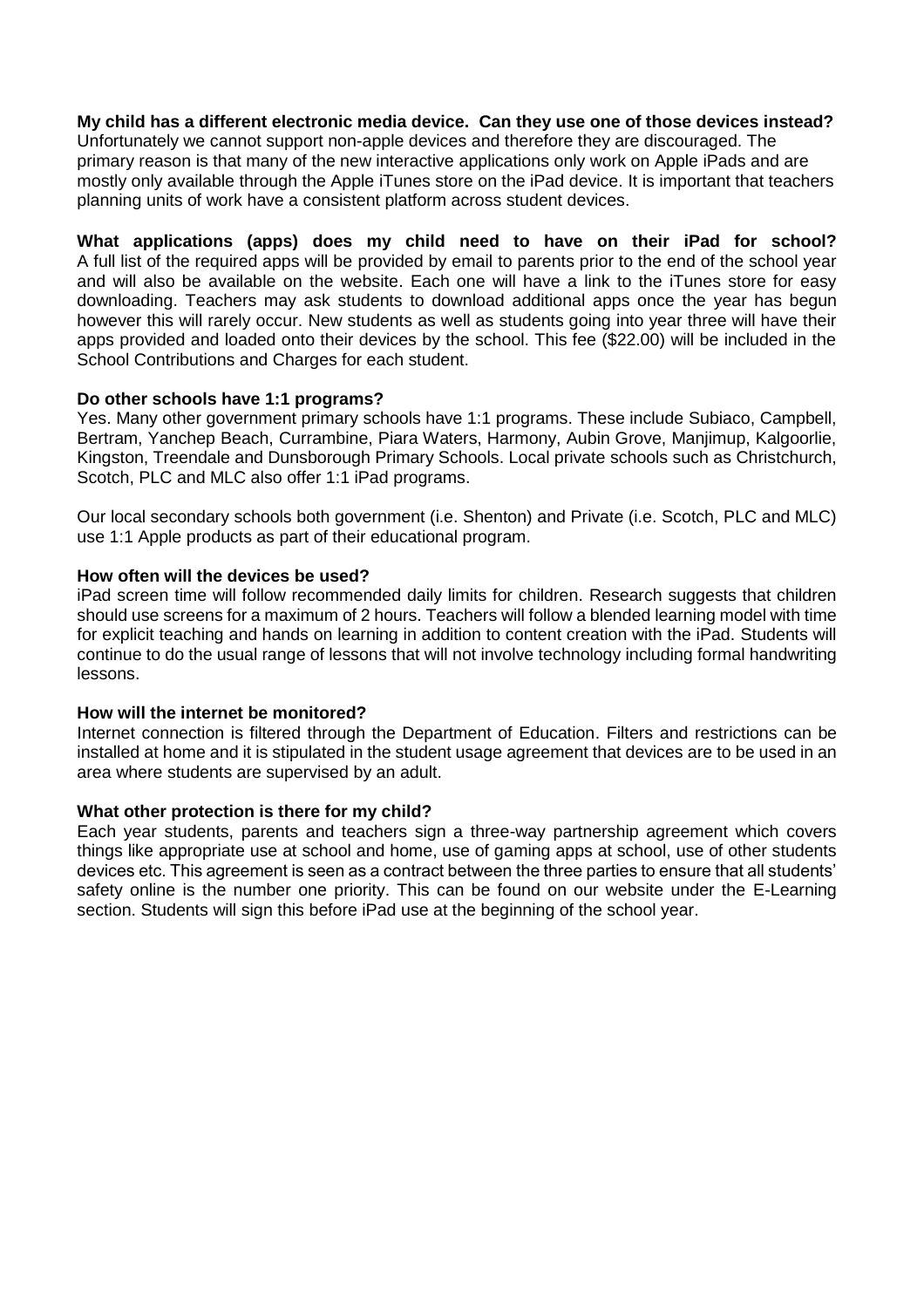**My child has a different electronic media device. Can they use one of those devices instead?**
Unfortunately we cannot support non-apple devices and therefore they are discouraged. The primary reason is that many of the new interactive applications only work on Apple iPads and are mostly only available through the Apple iTunes store on the iPad device. It is important that teachers planning units of work have a consistent platform across student devices.

**What applications (apps) does my child need to have on their iPad for school?**
A full list of the required apps will be provided by email to parents prior to the end of the school year and will also be available on the website. Each one will have a link to the iTunes store for easy downloading. Teachers may ask students to download additional apps once the year has begun however this will rarely occur. New students as well as students going into year three will have their apps provided and loaded onto their devices by the school. This fee ($22.00) will be included in the School Contributions and Charges for each student.

**Do other schools have 1:1 programs?**
Yes. Many other government primary schools have 1:1 programs. These include Subiaco, Campbell, Bertram, Yanchep Beach, Currambine, Piara Waters, Harmony, Aubin Grove, Manjimup, Kalgoorlie, Kingston, Treendale and Dunsborough Primary Schools. Local private schools such as Christchurch, Scotch, PLC and MLC also offer 1:1 iPad programs.

Our local secondary schools both government (i.e. Shenton) and Private (i.e. Scotch, PLC and MLC) use 1:1 Apple products as part of their educational program.

**How often will the devices be used?**
iPad screen time will follow recommended daily limits for children. Research suggests that children should use screens for a maximum of 2 hours. Teachers will follow a blended learning model with time for explicit teaching and hands on learning in addition to content creation with the iPad. Students will continue to do the usual range of lessons that will not involve technology including formal handwriting lessons.

**How will the internet be monitored?**
Internet connection is filtered through the Department of Education. Filters and restrictions can be installed at home and it is stipulated in the student usage agreement that devices are to be used in an area where students are supervised by an adult.

**What other protection is there for my child?**
Each year students, parents and teachers sign a three-way partnership agreement which covers things like appropriate use at school and home, use of gaming apps at school, use of other students devices etc. This agreement is seen as a contract between the three parties to ensure that all students' safety online is the number one priority. This can be found on our website under the E-Learning section. Students will sign this before iPad use at the beginning of the school year.